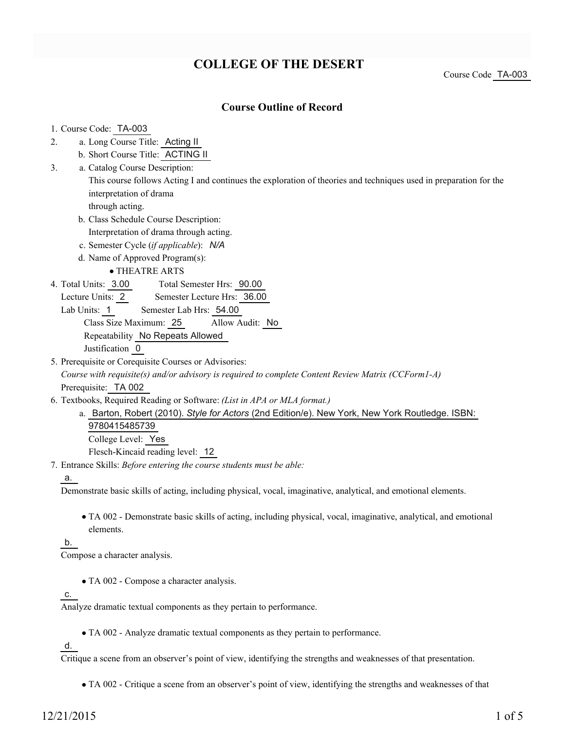# COLLEGE OF THE DESERT

Course Code TA-003

## Course Outline of Record

1. Course Code: TA-003
2. a. Long Course Title: Acting II
   b. Short Course Title: ACTING II
3. a. Catalog Course Description:
   This course follows Acting I and continues the exploration of theories and techniques used in preparation for the interpretation of drama through acting.
   b. Class Schedule Course Description:
   Interpretation of drama through acting.
   c. Semester Cycle (*if applicable*): *N/A*
   d. Name of Approved Program(s):
   - THEATRE ARTS
4. Total Units: 3.00 Total Semester Hrs: 90.00
   Lecture Units: 2 Semester Lecture Hrs: 36.00
   Lab Units: 1 Semester Lab Hrs: 54.00
   Class Size Maximum: 25 Allow Audit: No
   Repeatability No Repeats Allowed
   Justification 0
5. Prerequisite or Corequisite Courses or Advisories:
   *Course with requisite(s) and/or advisory is required to complete Content Review Matrix (CCForm1-A)*
   Prerequisite: TA 002
6. Textbooks, Required Reading or Software: *(List in APA or MLA format.)*
   a. Barton, Robert (2010). *Style for Actors* (2nd Edition/e). New York, New York Routledge. ISBN: 9780415485739
   College Level: Yes
   Flesch-Kincaid reading level: 12
7. Entrance Skills: *Before entering the course students must be able:*

   a.
   Demonstrate basic skills of acting, including physical, vocal, imaginative, analytical, and emotional elements.

   - TA 002 - Demonstrate basic skills of acting, including physical, vocal, imaginative, analytical, and emotional elements.

   b.
   Compose a character analysis.

   - TA 002 - Compose a character analysis.

   c.
   Analyze dramatic textual components as they pertain to performance.

   - TA 002 - Analyze dramatic textual components as they pertain to performance.

   d.
   Critique a scene from an observer's point of view, identifying the strengths and weaknesses of that presentation.

   - TA 002 - Critique a scene from an observer's point of view, identifying the strengths and weaknesses of that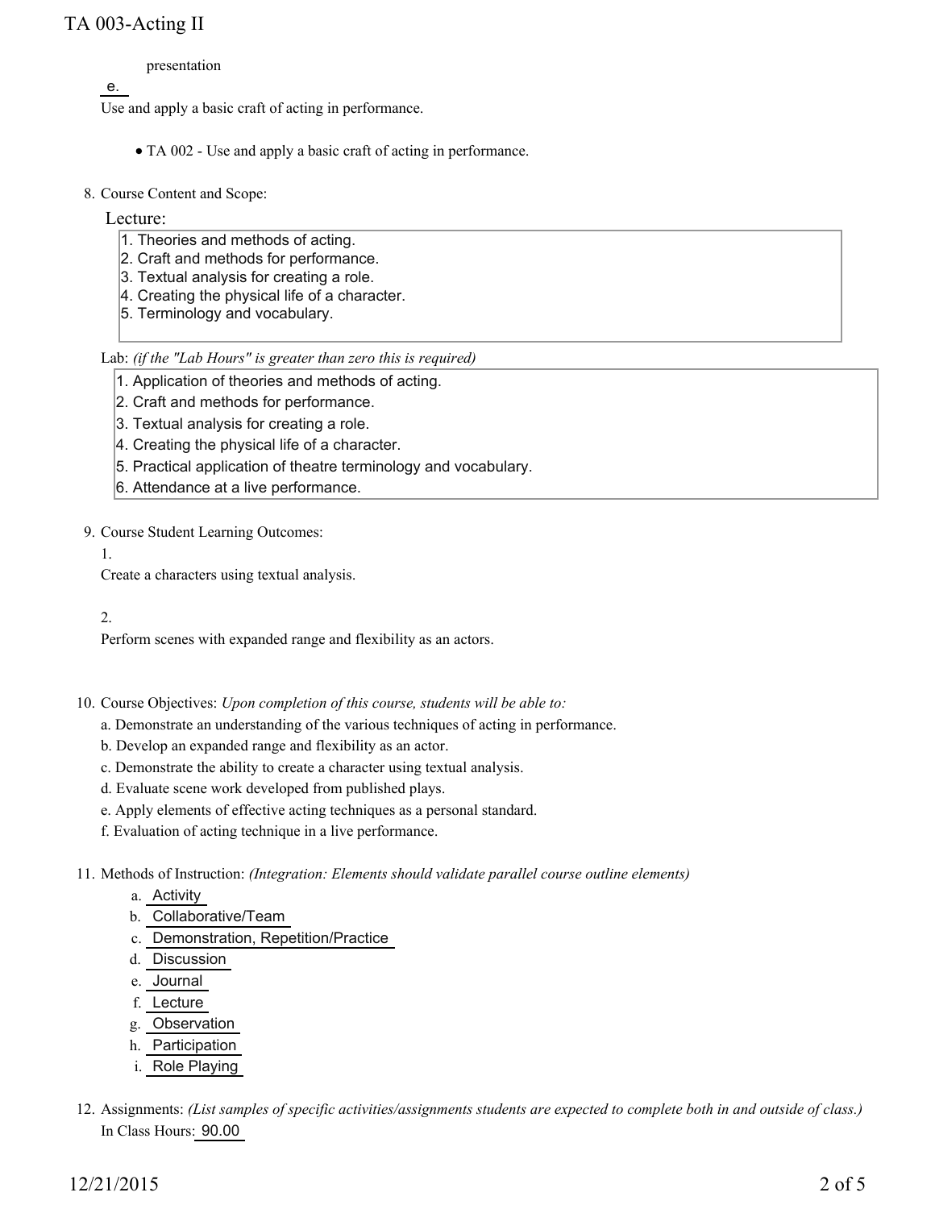presentation

e.

Use and apply a basic craft of acting in performance.

- TA 002 - Use and apply a basic craft of acting in performance.

8. Course Content and Scope:

Lecture:

1. Theories and methods of acting.
2. Craft and methods for performance.
3. Textual analysis for creating a role.
4. Creating the physical life of a character.
5. Terminology and vocabulary.

Lab: *(if the "Lab Hours" is greater than zero this is required)*

1. Application of theories and methods of acting.
2. Craft and methods for performance.
3. Textual analysis for creating a role.
4. Creating the physical life of a character.
5. Practical application of theatre terminology and vocabulary.
6. Attendance at a live performance.

9. Course Student Learning Outcomes:

1.

Create a characters using textual analysis.

2.

Perform scenes with expanded range and flexibility as an actors.

10. Course Objectives: *Upon completion of this course, students will be able to:*

a. Demonstrate an understanding of the various techniques of acting in performance.
b. Develop an expanded range and flexibility as an actor.
c. Demonstrate the ability to create a character using textual analysis.
d. Evaluate scene work developed from published plays.
e. Apply elements of effective acting techniques as a personal standard.
f. Evaluation of acting technique in a live performance.

11. Methods of Instruction: *(Integration: Elements should validate parallel course outline elements)*

a. Activity
b. Collaborative/Team
c. Demonstration, Repetition/Practice
d. Discussion
e. Journal
f. Lecture
g. Observation
h. Participation
i. Role Playing

12. Assignments: *(List samples of specific activities/assignments students are expected to complete both in and outside of class.)*

In Class Hours: 90.00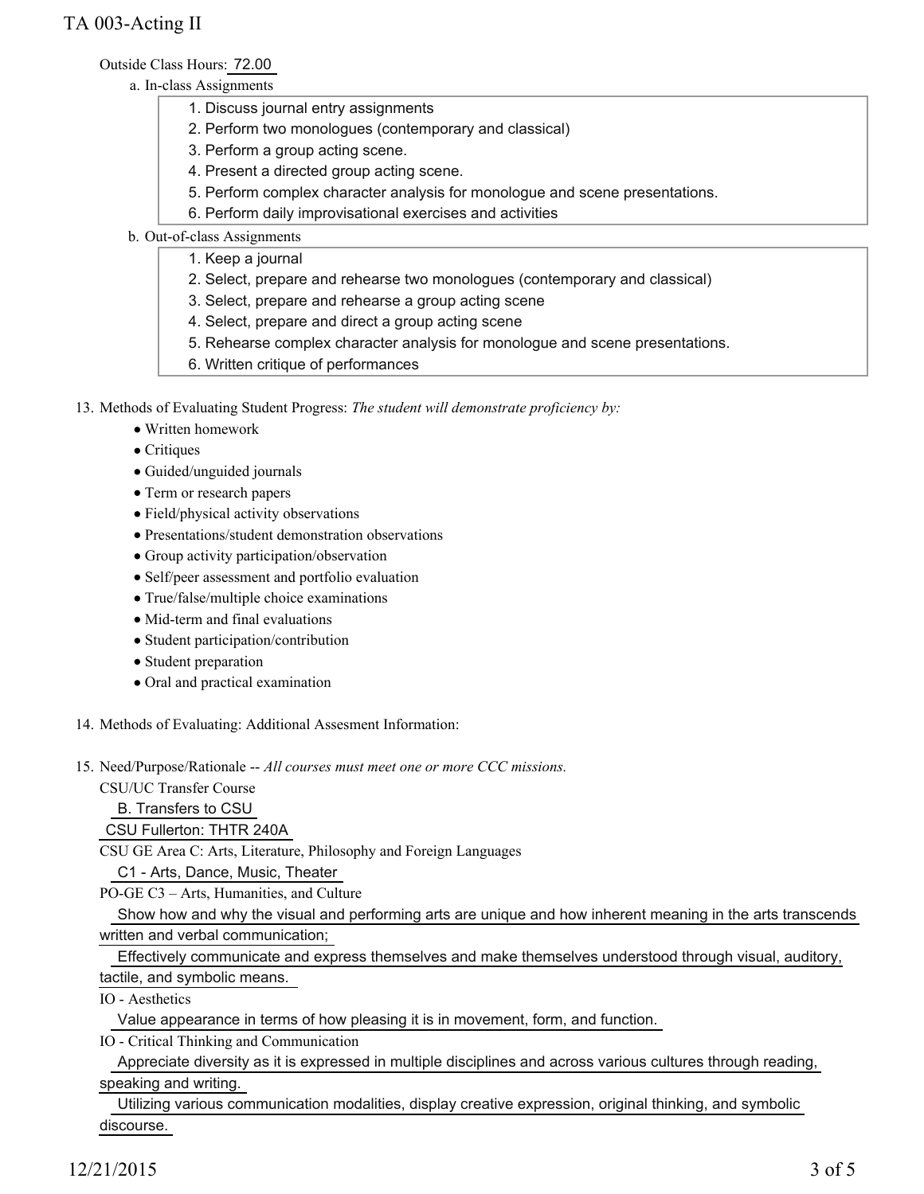Outside Class Hours: 72.00

a. In-class Assignments

1. Discuss journal entry assignments
2. Perform two monologues (contemporary and classical)
3. Perform a group acting scene.
4. Present a directed group acting scene.
5. Perform complex character analysis for monologue and scene presentations.
6. Perform daily improvisational exercises and activities

b. Out-of-class Assignments

1. Keep a journal
2. Select, prepare and rehearse two monologues (contemporary and classical)
3. Select, prepare and rehearse a group acting scene
4. Select, prepare and direct a group acting scene
5. Rehearse complex character analysis for monologue and scene presentations.
6. Written critique of performances

13. Methods of Evaluating Student Progress: *The student will demonstrate proficiency by:*
    - Written homework
    - Critiques
    - Guided/unguided journals
    - Term or research papers
    - Field/physical activity observations
    - Presentations/student demonstration observations
    - Group activity participation/observation
    - Self/peer assessment and portfolio evaluation
    - True/false/multiple choice examinations
    - Mid-term and final evaluations
    - Student participation/contribution
    - Student preparation
    - Oral and practical examination

14. Methods of Evaluating: Additional Assesment Information:

15. Need/Purpose/Rationale -- *All courses must meet one or more CCC missions.*

CSU/UC Transfer Course

B. Transfers to CSU

CSU Fullerton: THTR 240A

CSU GE Area C: Arts, Literature, Philosophy and Foreign Languages

C1 - Arts, Dance, Music, Theater

PO-GE C3 – Arts, Humanities, and Culture

Show how and why the visual and performing arts are unique and how inherent meaning in the arts transcends written and verbal communication;

Effectively communicate and express themselves and make themselves understood through visual, auditory, tactile, and symbolic means.

IO - Aesthetics

Value appearance in terms of how pleasing it is in movement, form, and function.

IO - Critical Thinking and Communication

Appreciate diversity as it is expressed in multiple disciplines and across various cultures through reading, speaking and writing.

Utilizing various communication modalities, display creative expression, original thinking, and symbolic discourse.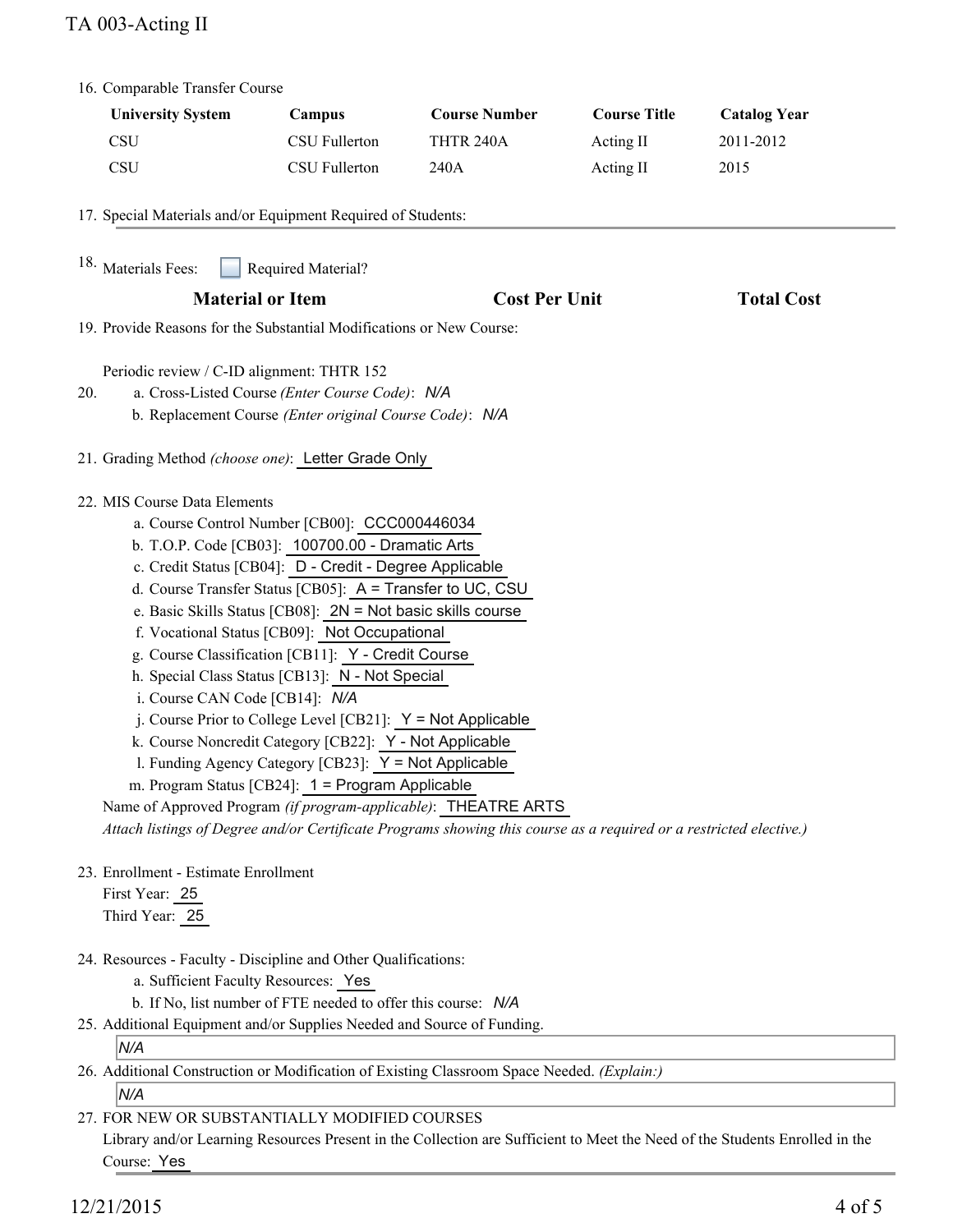16. Comparable Transfer Course

| University System | Campus | Course Number | Course Title | Catalog Year |
|---|---|---|---|---|
| CSU | CSU Fullerton | THTR 240A | Acting II | 2011-2012 |
| CSU | CSU Fullerton | 240A | Acting II | 2015 |

17. Special Materials and/or Equipment Required of Students:

18. Materials Fees: ☐ Required Material?

| Material or Item | Cost Per Unit | Total Cost |
|---|---|---|

19. Provide Reasons for the Substantial Modifications or New Course:

Periodic review / C-ID alignment: THTR 152

20. a. Cross-Listed Course *(Enter Course Code)*: *N/A*
    b. Replacement Course *(Enter original Course Code)*: *N/A*

21. Grading Method *(choose one)*: Letter Grade Only

22. MIS Course Data Elements
    a. Course Control Number [CB00]: CCC000446034
    b. T.O.P. Code [CB03]: 100700.00 - Dramatic Arts
    c. Credit Status [CB04]: D - Credit - Degree Applicable
    d. Course Transfer Status [CB05]: A = Transfer to UC, CSU
    e. Basic Skills Status [CB08]: 2N = Not basic skills course
    f. Vocational Status [CB09]: Not Occupational
    g. Course Classification [CB11]: Y - Credit Course
    h. Special Class Status [CB13]: N - Not Special
    i. Course CAN Code [CB14]: *N/A*
    j. Course Prior to College Level [CB21]: Y = Not Applicable
    k. Course Noncredit Category [CB22]: Y - Not Applicable
    l. Funding Agency Category [CB23]: Y = Not Applicable
    m. Program Status [CB24]: 1 = Program Applicable

    Name of Approved Program *(if program-applicable)*: THEATRE ARTS

    *Attach listings of Degree and/or Certificate Programs showing this course as a required or a restricted elective.)*

23. Enrollment - Estimate Enrollment
    First Year: 25
    Third Year: 25

24. Resources - Faculty - Discipline and Other Qualifications:
    a. Sufficient Faculty Resources: Yes
    b. If No, list number of FTE needed to offer this course: *N/A*

25. Additional Equipment and/or Supplies Needed and Source of Funding.

    *N/A*

26. Additional Construction or Modification of Existing Classroom Space Needed. *(Explain:)*

    *N/A*

27. FOR NEW OR SUBSTANTIALLY MODIFIED COURSES
    Library and/or Learning Resources Present in the Collection are Sufficient to Meet the Need of the Students Enrolled in the Course: Yes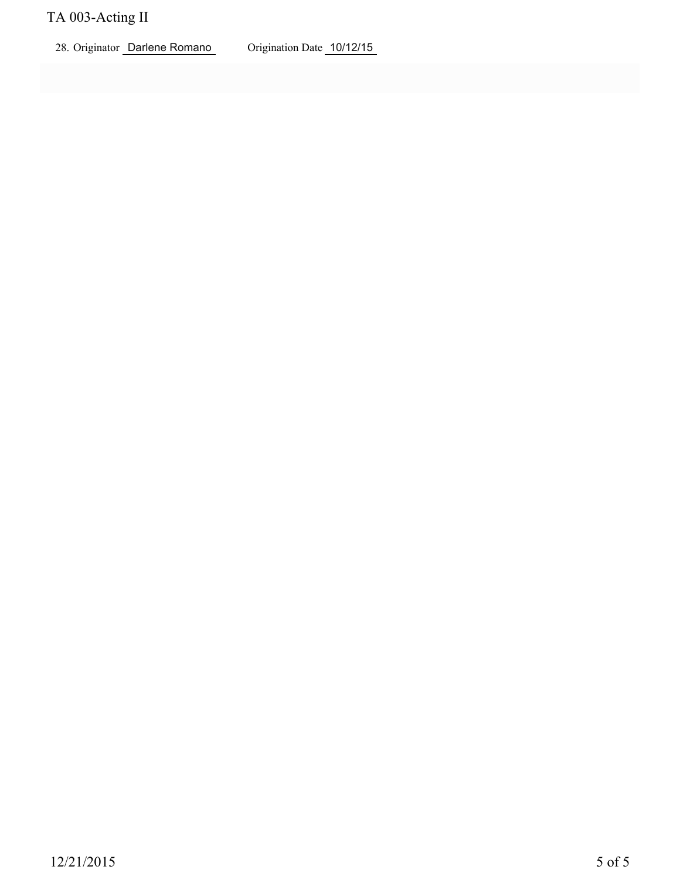28. Originator Darlene Romano Origination Date 10/12/15